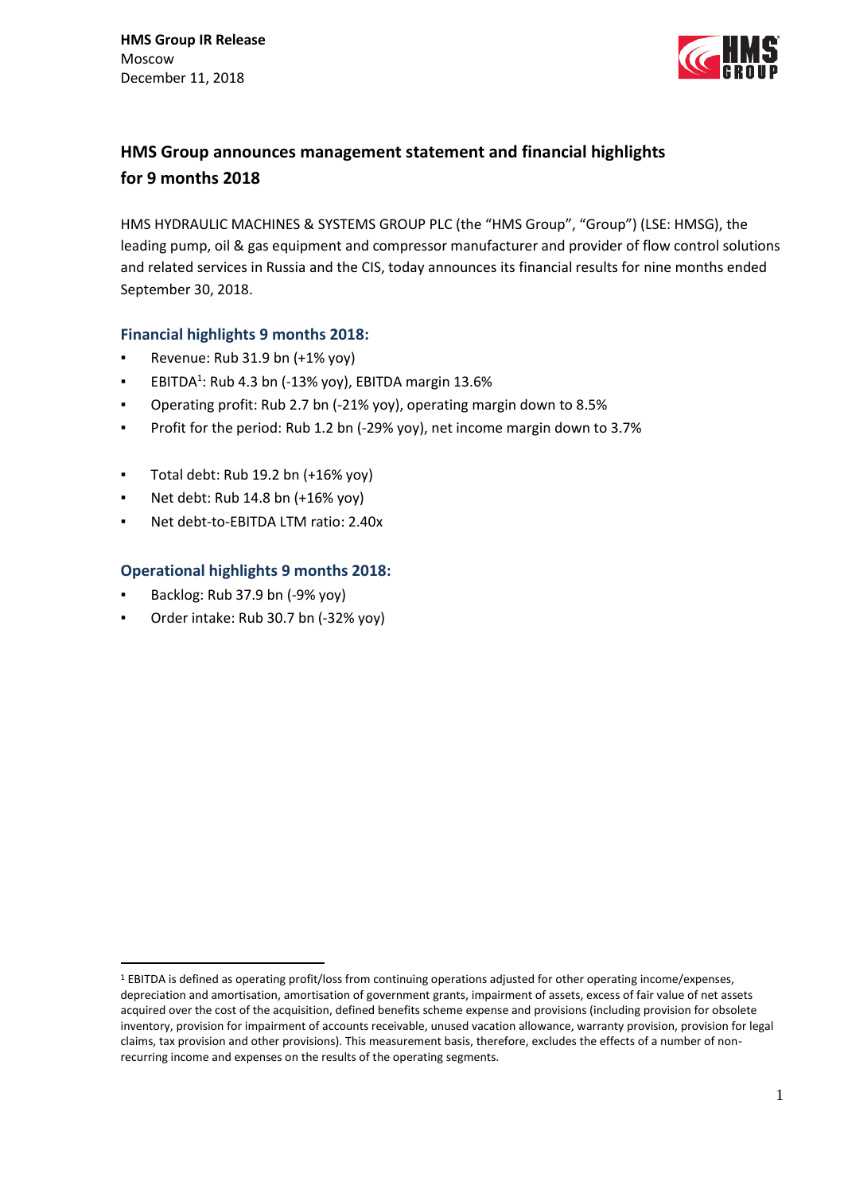**HMS Group IR Release**
Moscow
December 11, 2018

## HMS Group announces management statement and financial highlights for 9 months 2018

HMS HYDRAULIC MACHINES & SYSTEMS GROUP PLC (the "HMS Group", "Group") (LSE: HMSG), the leading pump, oil & gas equipment and compressor manufacturer and provider of flow control solutions and related services in Russia and the CIS, today announces its financial results for nine months ended September 30, 2018.

### Financial highlights 9 months 2018:

- Revenue: Rub 31.9 bn (+1% yoy)
- EBITDA[1]: Rub 4.3 bn (-13% yoy), EBITDA margin 13.6%
- Operating profit: Rub 2.7 bn (-21% yoy), operating margin down to 8.5%
- Profit for the period: Rub 1.2 bn (-29% yoy), net income margin down to 3.7%

- Total debt: Rub 19.2 bn (+16% yoy)
- Net debt: Rub 14.8 bn (+16% yoy)
- Net debt-to-EBITDA LTM ratio: 2.40x

### Operational highlights 9 months 2018:

- Backlog: Rub 37.9 bn (-9% yoy)
- Order intake: Rub 30.7 bn (-32% yoy)

[1] EBITDA is defined as operating profit/loss from continuing operations adjusted for other operating income/expenses, depreciation and amortisation, amortisation of government grants, impairment of assets, excess of fair value of net assets acquired over the cost of the acquisition, defined benefits scheme expense and provisions (including provision for obsolete inventory, provision for impairment of accounts receivable, unused vacation allowance, warranty provision, provision for legal claims, tax provision and other provisions). This measurement basis, therefore, excludes the effects of a number of non-recurring income and expenses on the results of the operating segments.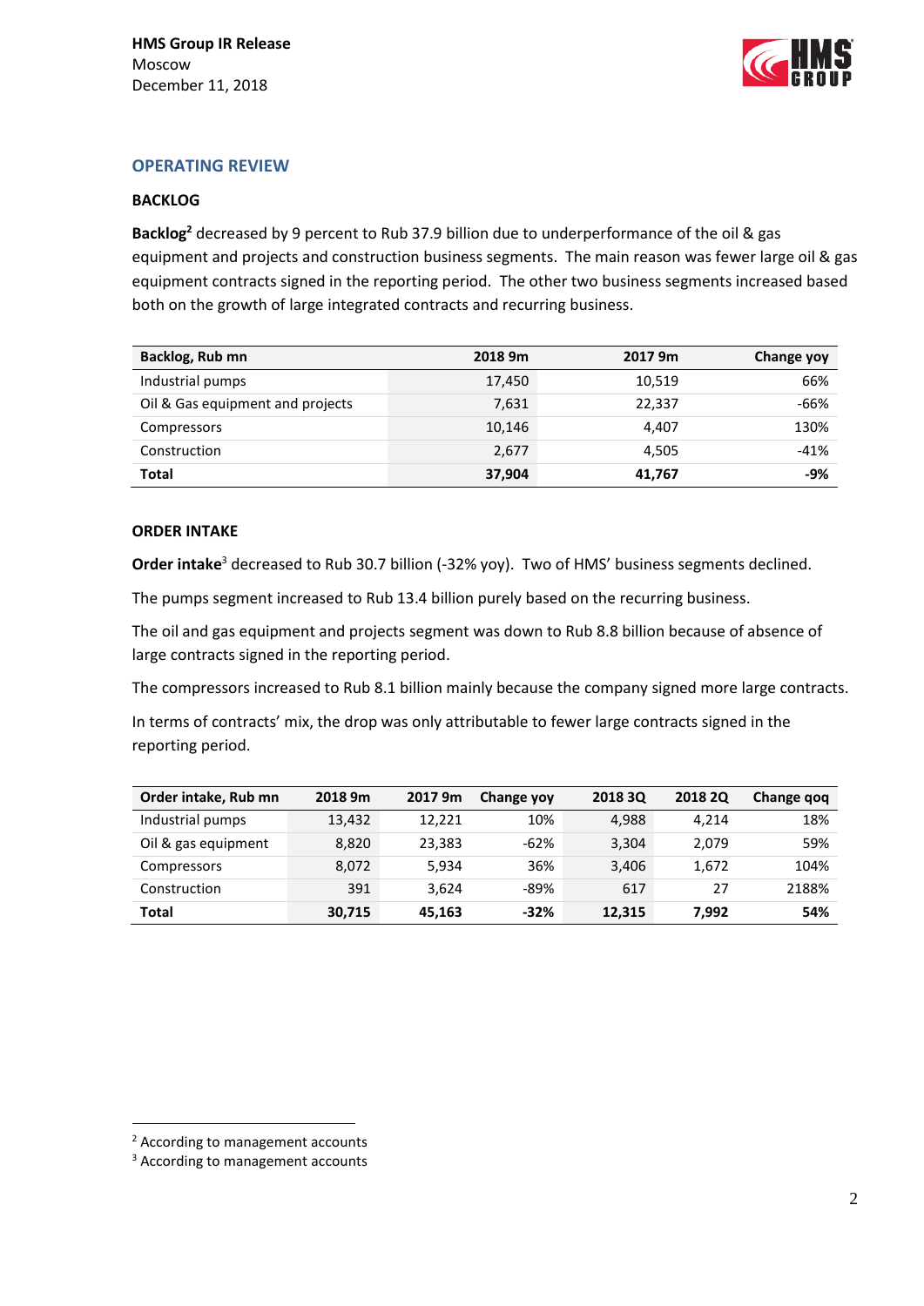## OPERATING REVIEW

### BACKLOG

**Backlog**[2] decreased by 9 percent to Rub 37.9 billion due to underperformance of the oil & gas equipment and projects and construction business segments. The main reason was fewer large oil & gas equipment contracts signed in the reporting period. The other two business segments increased based both on the growth of large integrated contracts and recurring business.

| Backlog, Rub mn | 2018 9m | 2017 9m | Change yoy |
|---|---|---|---|
| Industrial pumps | 17,450 | 10,519 | 66% |
| Oil & Gas equipment and projects | 7,631 | 22,337 | -66% |
| Compressors | 10,146 | 4,407 | 130% |
| Construction | 2,677 | 4,505 | -41% |
| **Total** | **37,904** | **41,767** | **-9%** |

### ORDER INTAKE

**Order intake**[3] decreased to Rub 30.7 billion (-32% yoy). Two of HMS' business segments declined.

The pumps segment increased to Rub 13.4 billion purely based on the recurring business.

The oil and gas equipment and projects segment was down to Rub 8.8 billion because of absence of large contracts signed in the reporting period.

The compressors increased to Rub 8.1 billion mainly because the company signed more large contracts.

In terms of contracts' mix, the drop was only attributable to fewer large contracts signed in the reporting period.

| Order intake, Rub mn | 2018 9m | 2017 9m | Change yoy | 2018 3Q | 2018 2Q | Change qoq |
|---|---|---|---|---|---|---|
| Industrial pumps | 13,432 | 12,221 | 10% | 4,988 | 4,214 | 18% |
| Oil & gas equipment | 8,820 | 23,383 | -62% | 3,304 | 2,079 | 59% |
| Compressors | 8,072 | 5,934 | 36% | 3,406 | 1,672 | 104% |
| Construction | 391 | 3,624 | -89% | 617 | 27 | 2188% |
| **Total** | **30,715** | **45,163** | **-32%** | **12,315** | **7,992** | **54%** |

[2] According to management accounts

[3] According to management accounts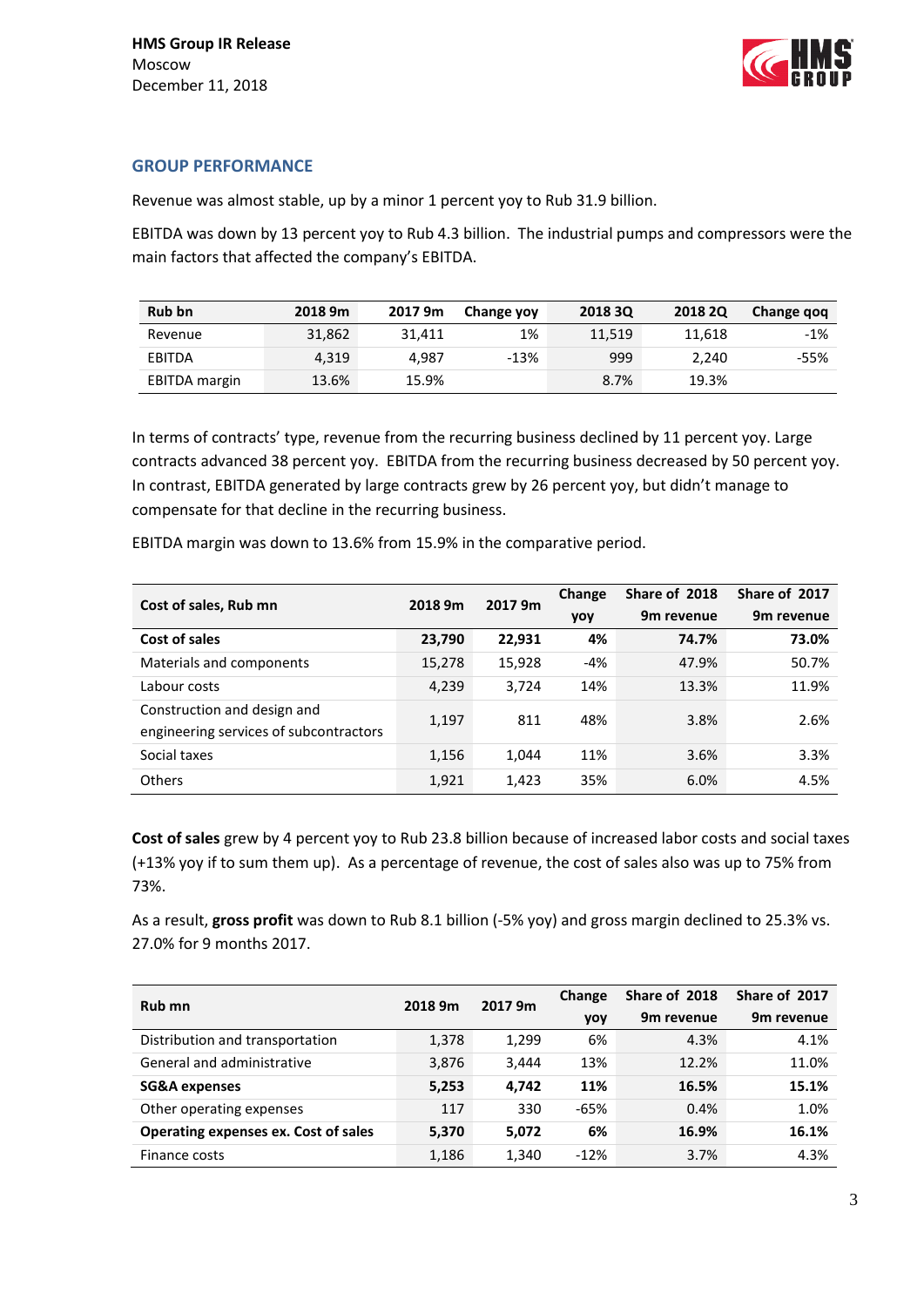## GROUP PERFORMANCE

Revenue was almost stable, up by a minor 1 percent yoy to Rub 31.9 billion.

EBITDA was down by 13 percent yoy to Rub 4.3 billion. The industrial pumps and compressors were the main factors that affected the company's EBITDA.

| Rub bn | 2018 9m | 2017 9m | Change yoy | 2018 3Q | 2018 2Q | Change qoq |
|---|---|---|---|---|---|---|
| Revenue | 31,862 | 31,411 | 1% | 11,519 | 11,618 | -1% |
| EBITDA | 4,319 | 4,987 | -13% | 999 | 2,240 | -55% |
| EBITDA margin | 13.6% | 15.9% | | 8.7% | 19.3% | |

In terms of contracts' type, revenue from the recurring business declined by 11 percent yoy. Large contracts advanced 38 percent yoy. EBITDA from the recurring business decreased by 50 percent yoy. In contrast, EBITDA generated by large contracts grew by 26 percent yoy, but didn't manage to compensate for that decline in the recurring business.

EBITDA margin was down to 13.6% from 15.9% in the comparative period.

| Cost of sales, Rub mn | 2018 9m | 2017 9m | Change yoy | Share of 2018 9m revenue | Share of 2017 9m revenue |
|---|---|---|---|---|---|
| **Cost of sales** | **23,790** | **22,931** | **4%** | **74.7%** | **73.0%** |
| Materials and components | 15,278 | 15,928 | -4% | 47.9% | 50.7% |
| Labour costs | 4,239 | 3,724 | 14% | 13.3% | 11.9% |
| Construction and design and engineering services of subcontractors | 1,197 | 811 | 48% | 3.8% | 2.6% |
| Social taxes | 1,156 | 1,044 | 11% | 3.6% | 3.3% |
| Others | 1,921 | 1,423 | 35% | 6.0% | 4.5% |

**Cost of sales** grew by 4 percent yoy to Rub 23.8 billion because of increased labor costs and social taxes (+13% yoy if to sum them up). As a percentage of revenue, the cost of sales also was up to 75% from 73%.

As a result, **gross profit** was down to Rub 8.1 billion (-5% yoy) and gross margin declined to 25.3% vs. 27.0% for 9 months 2017.

| Rub mn | 2018 9m | 2017 9m | Change yoy | Share of 2018 9m revenue | Share of 2017 9m revenue |
|---|---|---|---|---|---|
| Distribution and transportation | 1,378 | 1,299 | 6% | 4.3% | 4.1% |
| General and administrative | 3,876 | 3,444 | 13% | 12.2% | 11.0% |
| **SG&A expenses** | **5,253** | **4,742** | **11%** | **16.5%** | **15.1%** |
| Other operating expenses | 117 | 330 | -65% | 0.4% | 1.0% |
| **Operating expenses ex. Cost of sales** | **5,370** | **5,072** | **6%** | **16.9%** | **16.1%** |
| Finance costs | 1,186 | 1,340 | -12% | 3.7% | 4.3% |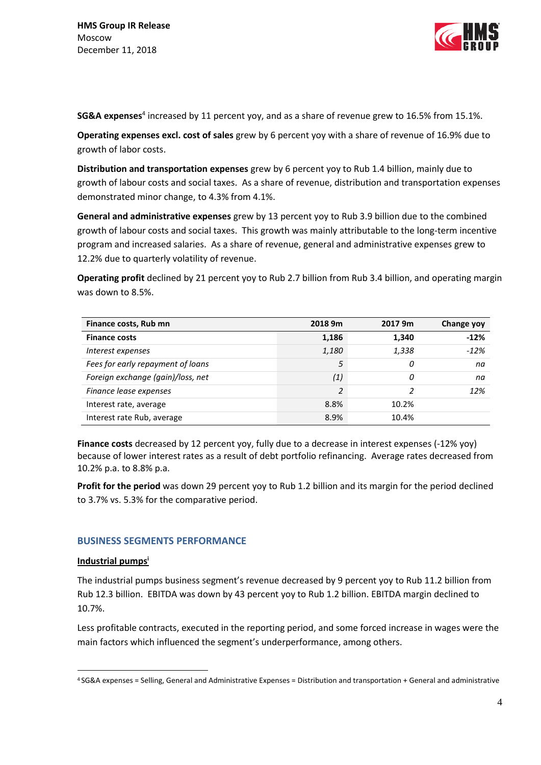**SG&A expenses**[4] increased by 11 percent yoy, and as a share of revenue grew to 16.5% from 15.1%.

**Operating expenses excl. cost of sales** grew by 6 percent yoy with a share of revenue of 16.9% due to growth of labor costs.

**Distribution and transportation expenses** grew by 6 percent yoy to Rub 1.4 billion, mainly due to growth of labour costs and social taxes. As a share of revenue, distribution and transportation expenses demonstrated minor change, to 4.3% from 4.1%.

**General and administrative expenses** grew by 13 percent yoy to Rub 3.9 billion due to the combined growth of labour costs and social taxes. This growth was mainly attributable to the long-term incentive program and increased salaries. As a share of revenue, general and administrative expenses grew to 12.2% due to quarterly volatility of revenue.

**Operating profit** declined by 21 percent yoy to Rub 2.7 billion from Rub 3.4 billion, and operating margin was down to 8.5%.

| Finance costs, Rub mn | 2018 9m | 2017 9m | Change yoy |
|---|---|---|---|
| **Finance costs** | **1,186** | **1,340** | **-12%** |
| *Interest expenses* | *1,180* | *1,338* | *-12%* |
| *Fees for early repayment of loans* | *5* | *0* | *na* |
| *Foreign exchange (gain)/loss, net* | *(1)* | *0* | *na* |
| *Finance lease expenses* | *2* | *2* | *12%* |
| Interest rate, average | 8.8% | 10.2% | |
| Interest rate Rub, average | 8.9% | 10.4% | |

**Finance costs** decreased by 12 percent yoy, fully due to a decrease in interest expenses (-12% yoy) because of lower interest rates as a result of debt portfolio refinancing. Average rates decreased from 10.2% p.a. to 8.8% p.a.

**Profit for the period** was down 29 percent yoy to Rub 1.2 billion and its margin for the period declined to 3.7% vs. 5.3% for the comparative period.

## BUSINESS SEGMENTS PERFORMANCE

### Industrial pumps[i]

The industrial pumps business segment's revenue decreased by 9 percent yoy to Rub 11.2 billion from Rub 12.3 billion. EBITDA was down by 43 percent yoy to Rub 1.2 billion. EBITDA margin declined to 10.7%.

Less profitable contracts, executed in the reporting period, and some forced increase in wages were the main factors which influenced the segment's underperformance, among others.

---

[4] SG&A expenses = Selling, General and Administrative Expenses = Distribution and transportation + General and administrative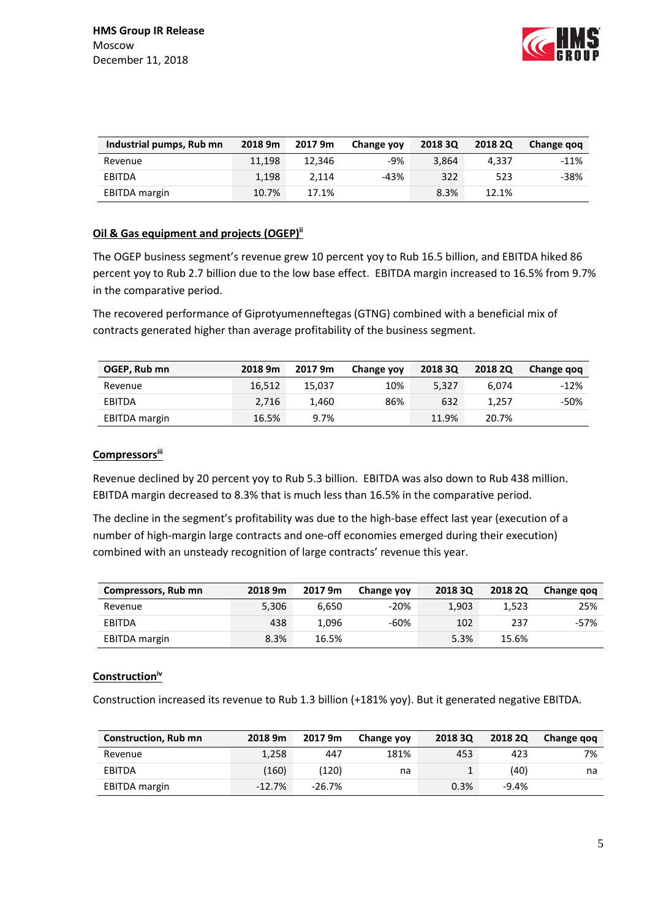| Industrial pumps, Rub mn | 2018 9m | 2017 9m | Change yoy | 2018 3Q | 2018 2Q | Change qoq |
|---|---|---|---|---|---|---|
| Revenue | 11,198 | 12,346 | -9% | 3,864 | 4,337 | -11% |
| EBITDA | 1,198 | 2,114 | -43% | 322 | 523 | -38% |
| EBITDA margin | 10.7% | 17.1% | | 8.3% | 12.1% | |

## Oil & Gas equipment and projects (OGEP)[ii]

The OGEP business segment's revenue grew 10 percent yoy to Rub 16.5 billion, and EBITDA hiked 86 percent yoy to Rub 2.7 billion due to the low base effect. EBITDA margin increased to 16.5% from 9.7% in the comparative period.

The recovered performance of Giprotyumenneftegas (GTNG) combined with a beneficial mix of contracts generated higher than average profitability of the business segment.

| OGEP, Rub mn | 2018 9m | 2017 9m | Change yoy | 2018 3Q | 2018 2Q | Change qoq |
|---|---|---|---|---|---|---|
| Revenue | 16,512 | 15,037 | 10% | 5,327 | 6,074 | -12% |
| EBITDA | 2,716 | 1,460 | 86% | 632 | 1,257 | -50% |
| EBITDA margin | 16.5% | 9.7% | | 11.9% | 20.7% | |

## Compressors[iii]

Revenue declined by 20 percent yoy to Rub 5.3 billion. EBITDA was also down to Rub 438 million. EBITDA margin decreased to 8.3% that is much less than 16.5% in the comparative period.

The decline in the segment's profitability was due to the high-base effect last year (execution of a number of high-margin large contracts and one-off economies emerged during their execution) combined with an unsteady recognition of large contracts' revenue this year.

| Compressors, Rub mn | 2018 9m | 2017 9m | Change yoy | 2018 3Q | 2018 2Q | Change qoq |
|---|---|---|---|---|---|---|
| Revenue | 5,306 | 6,650 | -20% | 1,903 | 1,523 | 25% |
| EBITDA | 438 | 1,096 | -60% | 102 | 237 | -57% |
| EBITDA margin | 8.3% | 16.5% | | 5.3% | 15.6% | |

## Construction[iv]

Construction increased its revenue to Rub 1.3 billion (+181% yoy). But it generated negative EBITDA.

| Construction, Rub mn | 2018 9m | 2017 9m | Change yoy | 2018 3Q | 2018 2Q | Change qoq |
|---|---|---|---|---|---|---|
| Revenue | 1,258 | 447 | 181% | 453 | 423 | 7% |
| EBITDA | (160) | (120) | na | 1 | (40) | na |
| EBITDA margin | -12.7% | -26.7% | | 0.3% | -9.4% | |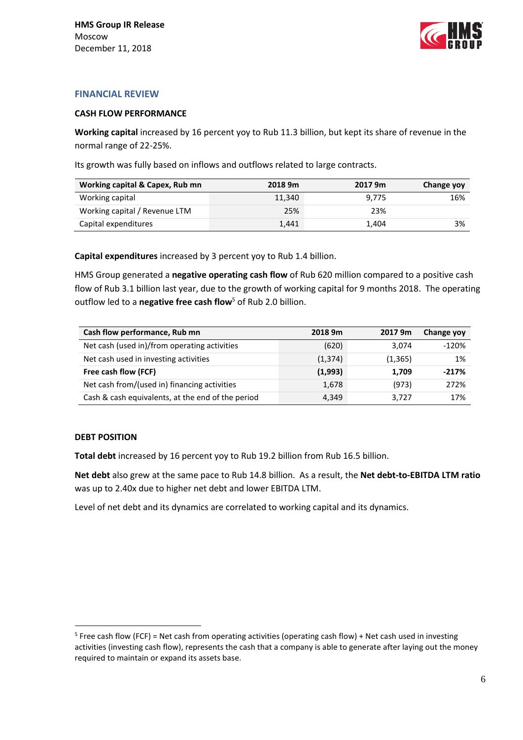## FINANCIAL REVIEW

### CASH FLOW PERFORMANCE

**Working capital** increased by 16 percent yoy to Rub 11.3 billion, but kept its share of revenue in the normal range of 22-25%.

Its growth was fully based on inflows and outflows related to large contracts.

| Working capital & Capex, Rub mn | 2018 9m | 2017 9m | Change yoy |
|---|---|---|---|
| Working capital | 11,340 | 9,775 | 16% |
| Working capital / Revenue LTM | 25% | 23% | |
| Capital expenditures | 1,441 | 1,404 | 3% |

**Capital expenditures** increased by 3 percent yoy to Rub 1.4 billion.

HMS Group generated a **negative operating cash flow** of Rub 620 million compared to a positive cash flow of Rub 3.1 billion last year, due to the growth of working capital for 9 months 2018. The operating outflow led to a **negative free cash flow**[5] of Rub 2.0 billion.

| Cash flow performance, Rub mn | 2018 9m | 2017 9m | Change yoy |
|---|---|---|---|
| Net cash (used in)/from operating activities | (620) | 3,074 | -120% |
| Net cash used in investing activities | (1,374) | (1,365) | 1% |
| **Free cash flow (FCF)** | **(1,993)** | **1,709** | **-217%** |
| Net cash from/(used in) financing activities | 1,678 | (973) | 272% |
| Cash & cash equivalents, at the end of the period | 4,349 | 3,727 | 17% |

### DEBT POSITION

**Total debt** increased by 16 percent yoy to Rub 19.2 billion from Rub 16.5 billion.

**Net debt** also grew at the same pace to Rub 14.8 billion. As a result, the **Net debt-to-EBITDA LTM ratio** was up to 2.40x due to higher net debt and lower EBITDA LTM.

Level of net debt and its dynamics are correlated to working capital and its dynamics.

---

[5] Free cash flow (FCF) = Net cash from operating activities (operating cash flow) + Net cash used in investing activities (investing cash flow), represents the cash that a company is able to generate after laying out the money required to maintain or expand its assets base.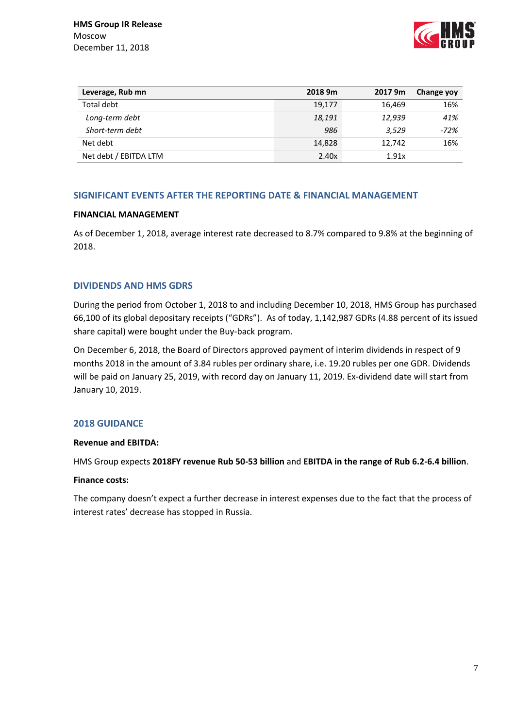| Leverage, Rub mn | 2018 9m | 2017 9m | Change yoy |
|---|---|---|---|
| Total debt | 19,177 | 16,469 | 16% |
| *Long-term debt* | *18,191* | *12,939* | *41%* |
| *Short-term debt* | *986* | *3,529* | *-72%* |
| Net debt | 14,828 | 12,742 | 16% |
| Net debt / EBITDA LTM | 2.40x | 1.91x | |

## SIGNIFICANT EVENTS AFTER THE REPORTING DATE & FINANCIAL MANAGEMENT

### FINANCIAL MANAGEMENT

As of December 1, 2018, average interest rate decreased to 8.7% compared to 9.8% at the beginning of 2018.

## DIVIDENDS AND HMS GDRS

During the period from October 1, 2018 to and including December 10, 2018, HMS Group has purchased 66,100 of its global depositary receipts ("GDRs"). As of today, 1,142,987 GDRs (4.88 percent of its issued share capital) were bought under the Buy-back program.

On December 6, 2018, the Board of Directors approved payment of interim dividends in respect of 9 months 2018 in the amount of 3.84 rubles per ordinary share, i.e. 19.20 rubles per one GDR. Dividends will be paid on January 25, 2019, with record day on January 11, 2019. Ex-dividend date will start from January 10, 2019.

## 2018 GUIDANCE

**Revenue and EBITDA:**

HMS Group expects **2018FY revenue Rub 50-53 billion** and **EBITDA in the range of Rub 6.2-6.4 billion**.

**Finance costs:**

The company doesn't expect a further decrease in interest expenses due to the fact that the process of interest rates' decrease has stopped in Russia.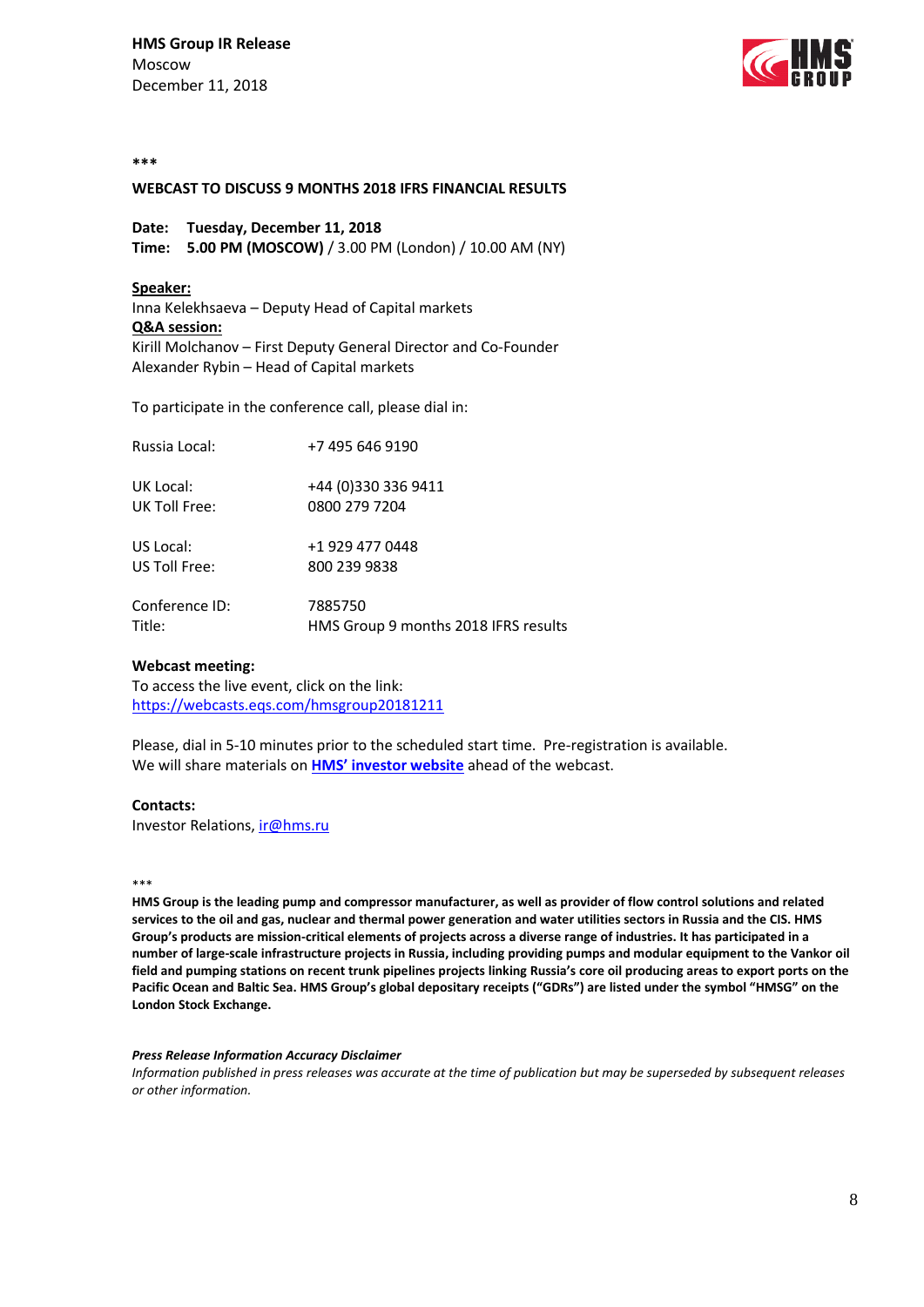**HMS Group IR Release**
Moscow
December 11, 2018

\*\*\*

**WEBCAST TO DISCUSS 9 MONTHS 2018 IFRS FINANCIAL RESULTS**

**Date: Tuesday, December 11, 2018**
**Time: 5.00 PM (MOSCOW)** / 3.00 PM (London) / 10.00 AM (NY)

**Speaker:**
Inna Kelekhsaeva – Deputy Head of Capital markets
**Q&A session:**
Kirill Molchanov – First Deputy General Director and Co-Founder
Alexander Rybin – Head of Capital markets

To participate in the conference call, please dial in:

Russia Local: +7 495 646 9190

UK Local: +44 (0)330 336 9411
UK Toll Free: 0800 279 7204

US Local: +1 929 477 0448
US Toll Free: 800 239 9838

Conference ID: 7885750
Title: HMS Group 9 months 2018 IFRS results

**Webcast meeting:**
To access the live event, click on the link:
https://webcasts.eqs.com/hmsgroup20181211

Please, dial in 5-10 minutes prior to the scheduled start time. Pre-registration is available.
We will share materials on **HMS' investor website** ahead of the webcast.

**Contacts:**
Investor Relations, ir@hms.ru

\*\*\*

**HMS Group is the leading pump and compressor manufacturer, as well as provider of flow control solutions and related services to the oil and gas, nuclear and thermal power generation and water utilities sectors in Russia and the CIS. HMS Group's products are mission-critical elements of projects across a diverse range of industries. It has participated in a number of large-scale infrastructure projects in Russia, including providing pumps and modular equipment to the Vankor oil field and pumping stations on recent trunk pipelines projects linking Russia's core oil producing areas to export ports on the Pacific Ocean and Baltic Sea. HMS Group's global depositary receipts ("GDRs") are listed under the symbol "HMSG" on the London Stock Exchange.**

***Press Release Information Accuracy Disclaimer***
*Information published in press releases was accurate at the time of publication but may be superseded by subsequent releases or other information.*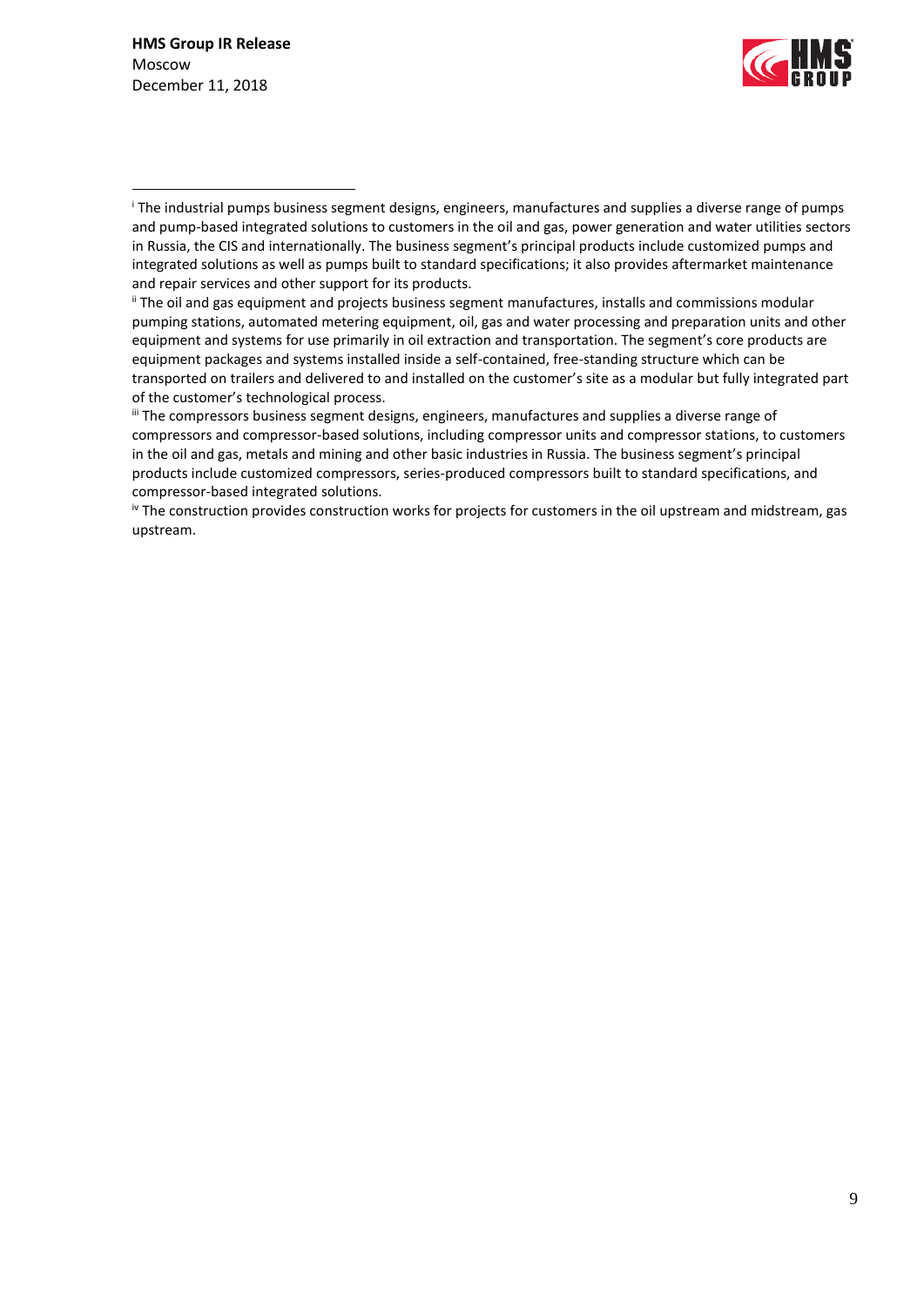[i] The industrial pumps business segment designs, engineers, manufactures and supplies a diverse range of pumps and pump-based integrated solutions to customers in the oil and gas, power generation and water utilities sectors in Russia, the CIS and internationally. The business segment's principal products include customized pumps and integrated solutions as well as pumps built to standard specifications; it also provides aftermarket maintenance and repair services and other support for its products.

[ii] The oil and gas equipment and projects business segment manufactures, installs and commissions modular pumping stations, automated metering equipment, oil, gas and water processing and preparation units and other equipment and systems for use primarily in oil extraction and transportation. The segment's core products are equipment packages and systems installed inside a self-contained, free-standing structure which can be transported on trailers and delivered to and installed on the customer's site as a modular but fully integrated part of the customer's technological process.

[iii] The compressors business segment designs, engineers, manufactures and supplies a diverse range of compressors and compressor-based solutions, including compressor units and compressor stations, to customers in the oil and gas, metals and mining and other basic industries in Russia. The business segment's principal products include customized compressors, series-produced compressors built to standard specifications, and compressor-based integrated solutions.

[iv] The construction provides construction works for projects for customers in the oil upstream and midstream, gas upstream.